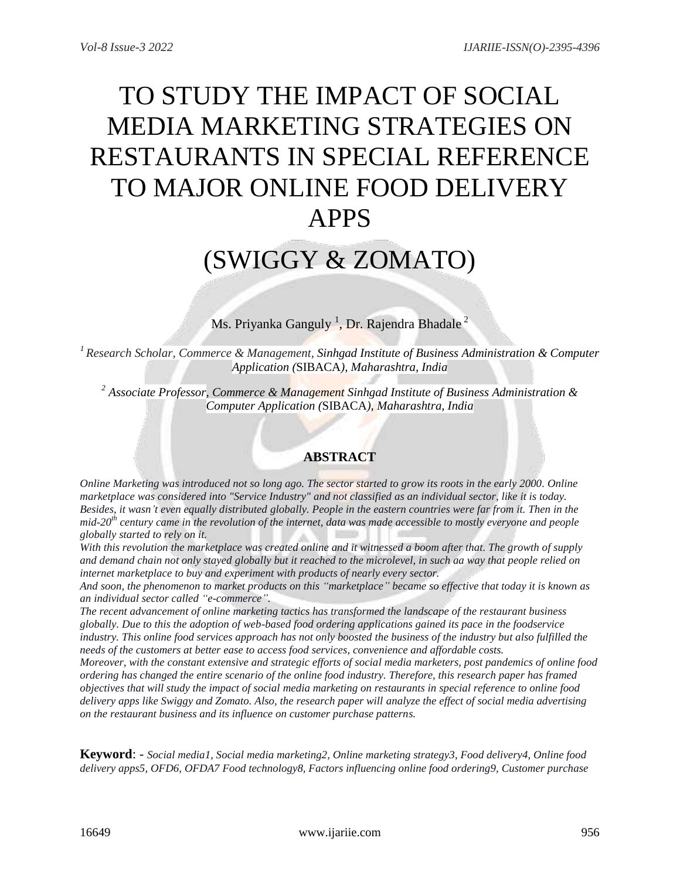# TO STUDY THE IMPACT OF SOCIAL MEDIA MARKETING STRATEGIES ON RESTAURANTS IN SPECIAL REFERENCE TO MAJOR ONLINE FOOD DELIVERY APPS

# (SWIGGY & ZOMATO)

Ms. Priyanka Ganguly [1], Dr. Rajendra Bhadale [2]

[1] *Research Scholar, Commerce & Management, Sinhgad Institute of Business Administration & Computer Application (*SIBACA*), Maharashtra, India*

[2] *Associate Professor, Commerce & Management Sinhgad Institute of Business Administration & Computer Application (*SIBACA*), Maharashtra, India*

## ABSTRACT

*Online Marketing was introduced not so long ago. The sector started to grow its roots in the early 2000. Online marketplace was considered into "Service Industry" and not classified as an individual sector, like it is today. Besides, it wasn't even equally distributed globally. People in the eastern countries were far from it. Then in the mid-20th century came in the revolution of the internet, data was made accessible to mostly everyone and people globally started to rely on it.*

*With this revolution the marketplace was created online and it witnessed a boom after that. The growth of supply and demand chain not only stayed globally but it reached to the microlevel, in such aa way that people relied on internet marketplace to buy and experiment with products of nearly every sector.*

*And soon, the phenomenon to market products on this "marketplace" became so effective that today it is known as an individual sector called "e-commerce".*

*The recent advancement of online marketing tactics has transformed the landscape of the restaurant business globally. Due to this the adoption of web-based food ordering applications gained its pace in the foodservice industry. This online food services approach has not only boosted the business of the industry but also fulfilled the needs of the customers at better ease to access food services, convenience and affordable costs.*

*Moreover, with the constant extensive and strategic efforts of social media marketers, post pandemics of online food ordering has changed the entire scenario of the online food industry. Therefore, this research paper has framed objectives that will study the impact of social media marketing on restaurants in special reference to online food delivery apps like Swiggy and Zomato. Also, the research paper will analyze the effect of social media advertising on the restaurant business and its influence on customer purchase patterns.*

**Keyword**: - *Social media1, Social media marketing2, Online marketing strategy3, Food delivery4, Online food delivery apps5, OFD6, OFDA7 Food technology8, Factors influencing online food ordering9, Customer purchase*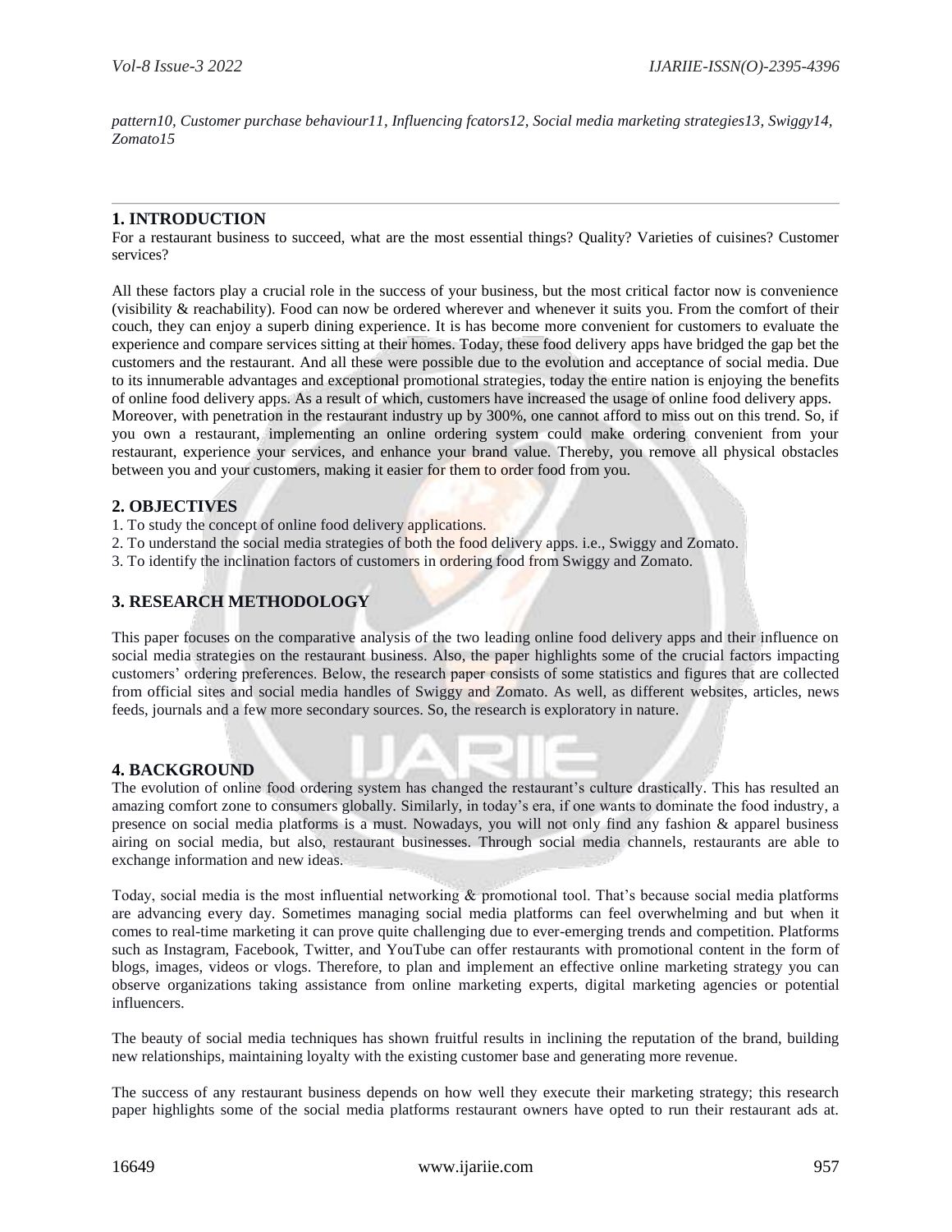*pattern10, Customer purchase behaviour11, Influencing fcators12, Social media marketing strategies13, Swiggy14, Zomato15*

---

## 1. INTRODUCTION

For a restaurant business to succeed, what are the most essential things? Quality? Varieties of cuisines? Customer services?

All these factors play a crucial role in the success of your business, but the most critical factor now is convenience (visibility & reachability). Food can now be ordered wherever and whenever it suits you. From the comfort of their couch, they can enjoy a superb dining experience. It is has become more convenient for customers to evaluate the experience and compare services sitting at their homes. Today, these food delivery apps have bridged the gap bet the customers and the restaurant. And all these were possible due to the evolution and acceptance of social media. Due to its innumerable advantages and exceptional promotional strategies, today the entire nation is enjoying the benefits of online food delivery apps. As a result of which, customers have increased the usage of online food delivery apps. Moreover, with penetration in the restaurant industry up by 300%, one cannot afford to miss out on this trend. So, if you own a restaurant, implementing an online ordering system could make ordering convenient from your restaurant, experience your services, and enhance your brand value. Thereby, you remove all physical obstacles between you and your customers, making it easier for them to order food from you.

## 2. OBJECTIVES

1. To study the concept of online food delivery applications.
2. To understand the social media strategies of both the food delivery apps. i.e., Swiggy and Zomato.
3. To identify the inclination factors of customers in ordering food from Swiggy and Zomato.

## 3. RESEARCH METHODOLOGY

This paper focuses on the comparative analysis of the two leading online food delivery apps and their influence on social media strategies on the restaurant business. Also, the paper highlights some of the crucial factors impacting customers' ordering preferences. Below, the research paper consists of some statistics and figures that are collected from official sites and social media handles of Swiggy and Zomato. As well, as different websites, articles, news feeds, journals and a few more secondary sources. So, the research is exploratory in nature.

## 4. BACKGROUND

The evolution of online food ordering system has changed the restaurant's culture drastically. This has resulted an amazing comfort zone to consumers globally. Similarly, in today's era, if one wants to dominate the food industry, a presence on social media platforms is a must. Nowadays, you will not only find any fashion & apparel business airing on social media, but also, restaurant businesses. Through social media channels, restaurants are able to exchange information and new ideas.

Today, social media is the most influential networking & promotional tool. That's because social media platforms are advancing every day. Sometimes managing social media platforms can feel overwhelming and but when it comes to real-time marketing it can prove quite challenging due to ever-emerging trends and competition. Platforms such as Instagram, Facebook, Twitter, and YouTube can offer restaurants with promotional content in the form of blogs, images, videos or vlogs. Therefore, to plan and implement an effective online marketing strategy you can observe organizations taking assistance from online marketing experts, digital marketing agencies or potential influencers.

The beauty of social media techniques has shown fruitful results in inclining the reputation of the brand, building new relationships, maintaining loyalty with the existing customer base and generating more revenue.

The success of any restaurant business depends on how well they execute their marketing strategy; this research paper highlights some of the social media platforms restaurant owners have opted to run their restaurant ads at.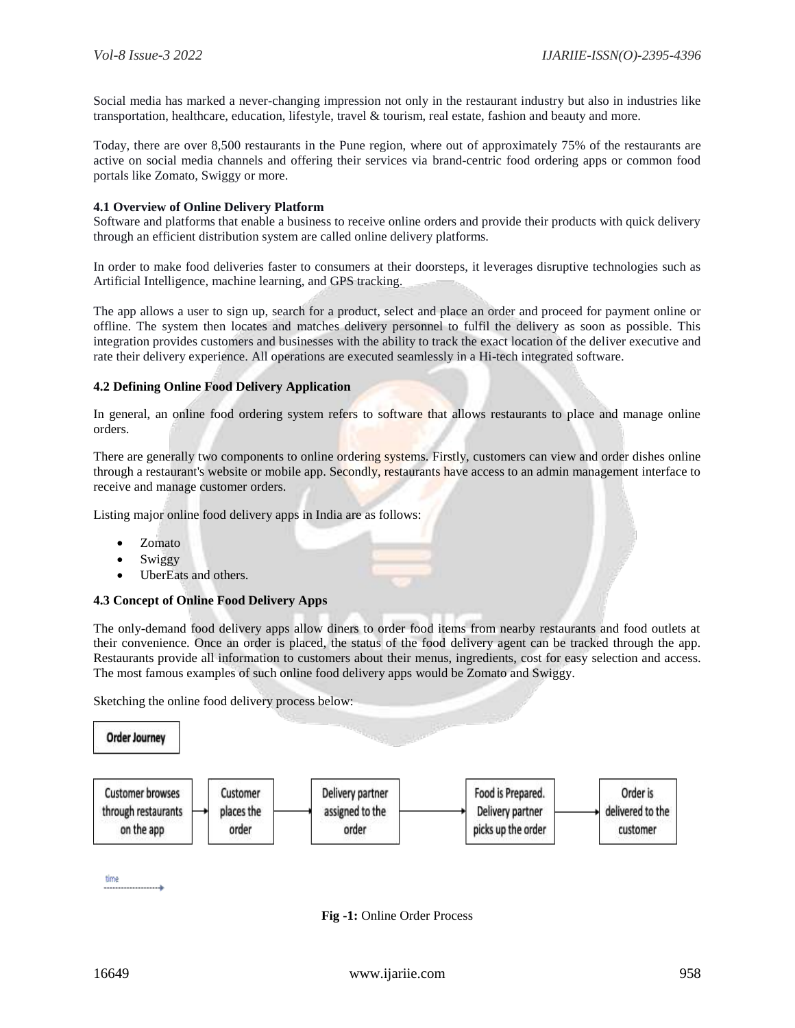Social media has marked a never-changing impression not only in the restaurant industry but also in industries like transportation, healthcare, education, lifestyle, travel & tourism, real estate, fashion and beauty and more.

Today, there are over 8,500 restaurants in the Pune region, where out of approximately 75% of the restaurants are active on social media channels and offering their services via brand-centric food ordering apps or common food portals like Zomato, Swiggy or more.

**4.1 Overview of Online Delivery Platform**

Software and platforms that enable a business to receive online orders and provide their products with quick delivery through an efficient distribution system are called online delivery platforms.

In order to make food deliveries faster to consumers at their doorsteps, it leverages disruptive technologies such as Artificial Intelligence, machine learning, and GPS tracking.

The app allows a user to sign up, search for a product, select and place an order and proceed for payment online or offline. The system then locates and matches delivery personnel to fulfil the delivery as soon as possible. This integration provides customers and businesses with the ability to track the exact location of the deliver executive and rate their delivery experience. All operations are executed seamlessly in a Hi-tech integrated software.

**4.2 Defining Online Food Delivery Application**

In general, an online food ordering system refers to software that allows restaurants to place and manage online orders.

There are generally two components to online ordering systems. Firstly, customers can view and order dishes online through a restaurant's website or mobile app. Secondly, restaurants have access to an admin management interface to receive and manage customer orders.

Listing major online food delivery apps in India are as follows:

- Zomato
- Swiggy
- UberEats and others.

**4.3 Concept of Online Food Delivery Apps**

The only-demand food delivery apps allow diners to order food items from nearby restaurants and food outlets at their convenience. Once an order is placed, the status of the food delivery agent can be tracked through the app. Restaurants provide all information to customers about their menus, ingredients, cost for easy selection and access. The most famous examples of such online food delivery apps would be Zomato and Swiggy.

Sketching the online food delivery process below:

**Order Journey**

Customer browses through restaurants on the app → Customer places the order → Delivery partner assigned to the order → Food is Prepared. Delivery partner picks up the order → Order is delivered to the customer

time →

**Fig -1:** Online Order Process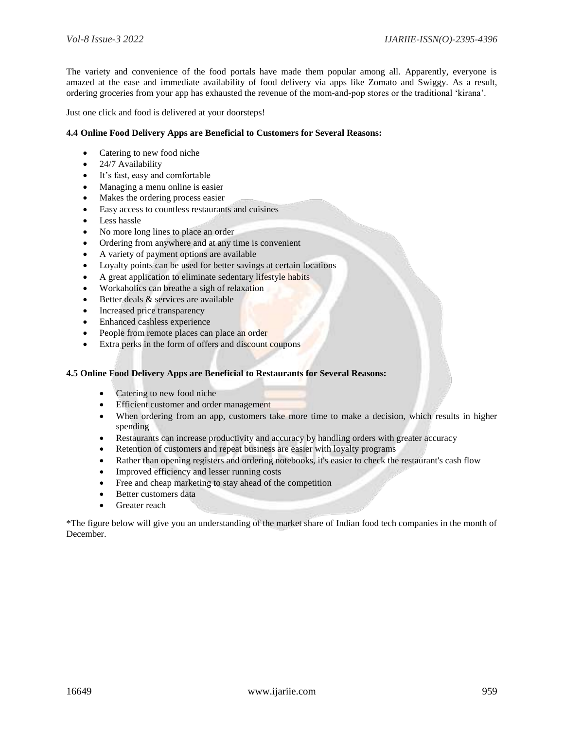The variety and convenience of the food portals have made them popular among all. Apparently, everyone is amazed at the ease and immediate availability of food delivery via apps like Zomato and Swiggy. As a result, ordering groceries from your app has exhausted the revenue of the mom-and-pop stores or the traditional 'kirana'.

Just one click and food is delivered at your doorsteps!

### 4.4 Online Food Delivery Apps are Beneficial to Customers for Several Reasons:

- Catering to new food niche
- 24/7 Availability
- It's fast, easy and comfortable
- Managing a menu online is easier
- Makes the ordering process easier
- Easy access to countless restaurants and cuisines
- Less hassle
- No more long lines to place an order
- Ordering from anywhere and at any time is convenient
- A variety of payment options are available
- Loyalty points can be used for better savings at certain locations
- A great application to eliminate sedentary lifestyle habits
- Workaholics can breathe a sigh of relaxation
- Better deals & services are available
- Increased price transparency
- Enhanced cashless experience
- People from remote places can place an order
- Extra perks in the form of offers and discount coupons

### 4.5 Online Food Delivery Apps are Beneficial to Restaurants for Several Reasons:

- Catering to new food niche
- Efficient customer and order management
- When ordering from an app, customers take more time to make a decision, which results in higher spending
- Restaurants can increase productivity and accuracy by handling orders with greater accuracy
- Retention of customers and repeat business are easier with loyalty programs
- Rather than opening registers and ordering notebooks, it's easier to check the restaurant's cash flow
- Improved efficiency and lesser running costs
- Free and cheap marketing to stay ahead of the competition
- Better customers data
- Greater reach

*The figure below will give you an understanding of the market share of Indian food tech companies in the month of December.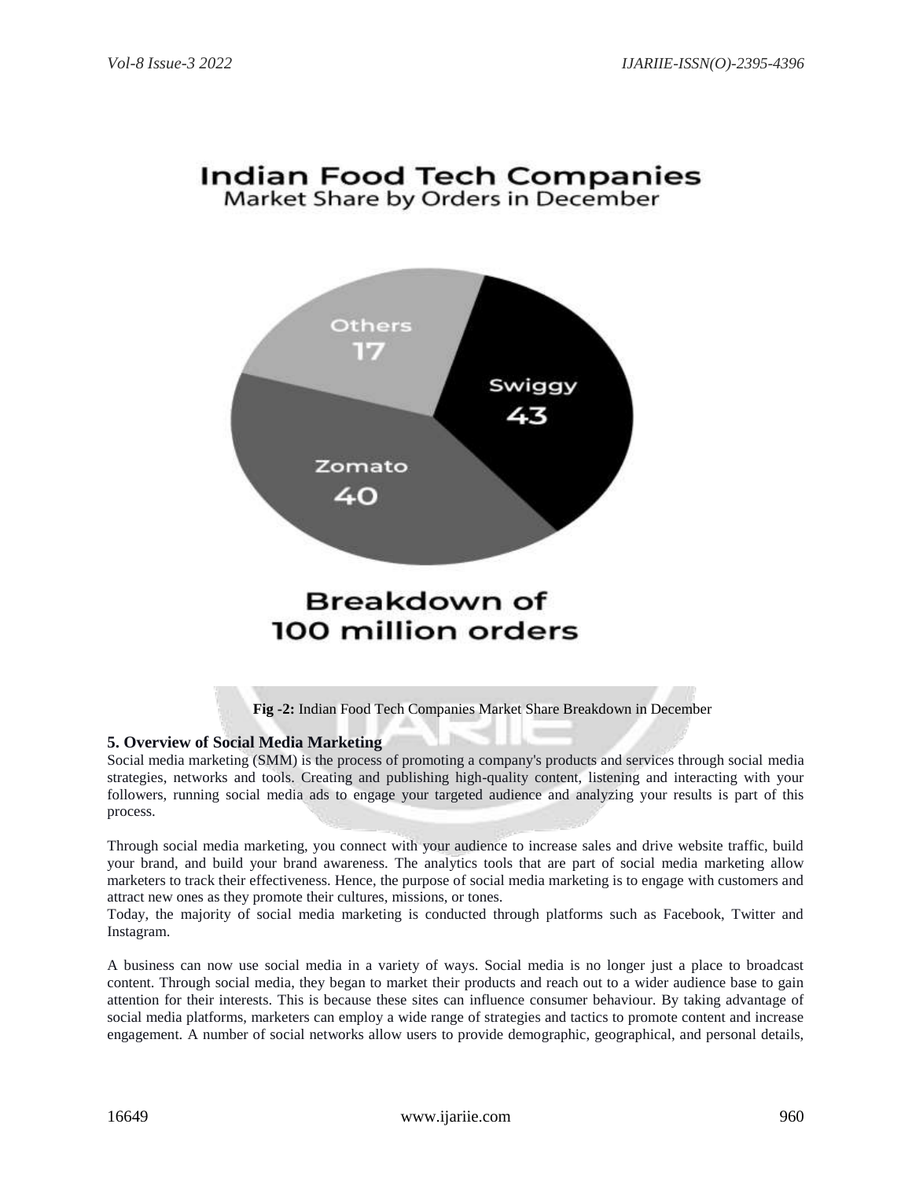**Fig -2:** Indian Food Tech Companies Market Share Breakdown in December

## 5. Overview of Social Media Marketing

Social media marketing (SMM) is the process of promoting a company's products and services through social media strategies, networks and tools. Creating and publishing high-quality content, listening and interacting with your followers, running social media ads to engage your targeted audience and analyzing your results is part of this process.

Through social media marketing, you connect with your audience to increase sales and drive website traffic, build your brand, and build your brand awareness. The analytics tools that are part of social media marketing allow marketers to track their effectiveness. Hence, the purpose of social media marketing is to engage with customers and attract new ones as they promote their cultures, missions, or tones.
Today, the majority of social media marketing is conducted through platforms such as Facebook, Twitter and Instagram.

A business can now use social media in a variety of ways. Social media is no longer just a place to broadcast content. Through social media, they began to market their products and reach out to a wider audience base to gain attention for their interests. This is because these sites can influence consumer behaviour. By taking advantage of social media platforms, marketers can employ a wide range of strategies and tactics to promote content and increase engagement. A number of social networks allow users to provide demographic, geographical, and personal details,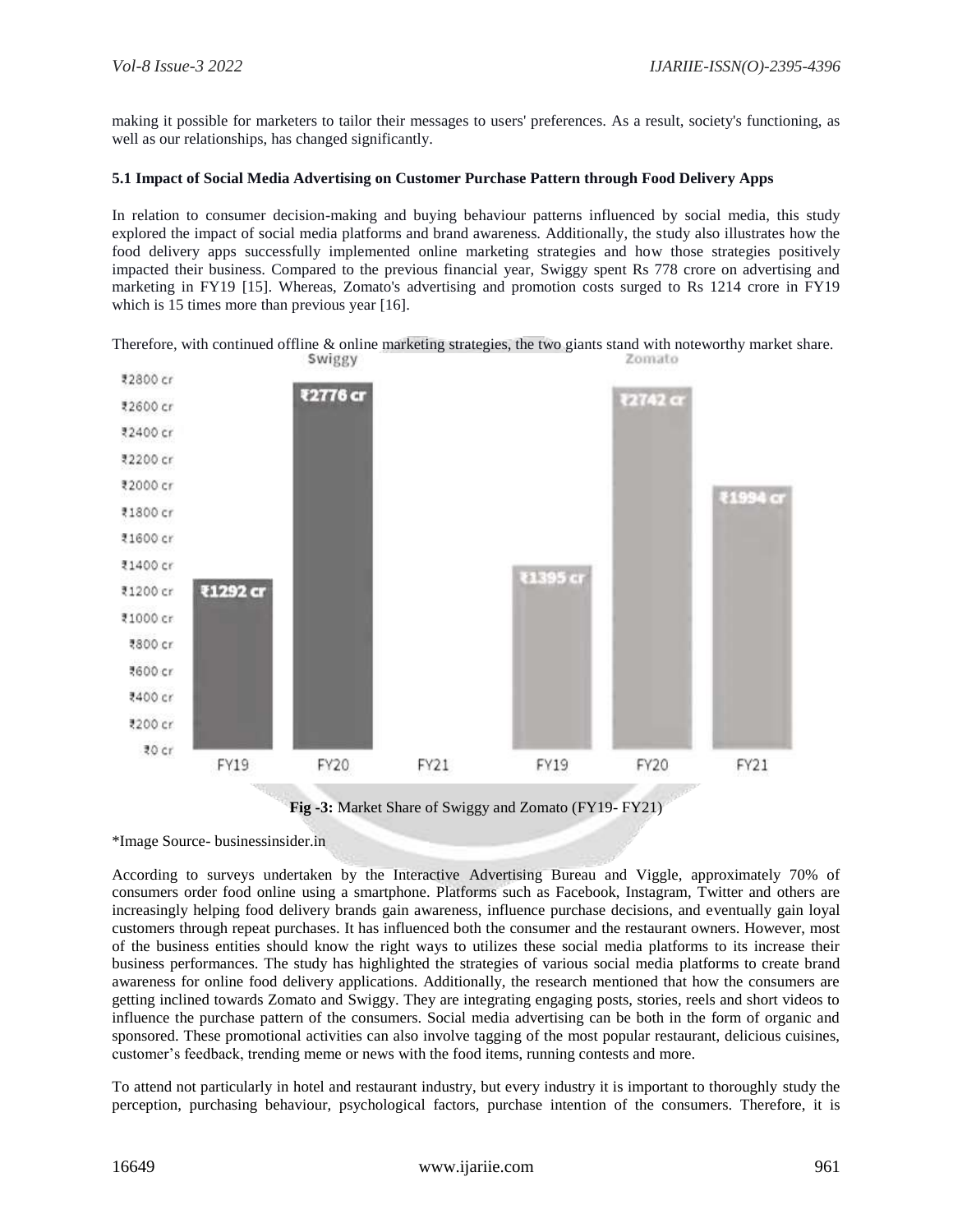making it possible for marketers to tailor their messages to users' preferences. As a result, society's functioning, as well as our relationships, has changed significantly.

**5.1 Impact of Social Media Advertising on Customer Purchase Pattern through Food Delivery Apps**

In relation to consumer decision-making and buying behaviour patterns influenced by social media, this study explored the impact of social media platforms and brand awareness. Additionally, the study also illustrates how the food delivery apps successfully implemented online marketing strategies and how those strategies positively impacted their business. Compared to the previous financial year, Swiggy spent Rs 778 crore on advertising and marketing in FY19 [15]. Whereas, Zomato's advertising and promotion costs surged to Rs 1214 crore in FY19 which is 15 times more than previous year [16].

Therefore, with continued offline & online marketing strategies, the two giants stand with noteworthy market share.

**Fig -3:** Market Share of Swiggy and Zomato (FY19- FY21)

*Image Source- businessinsider.in

According to surveys undertaken by the Interactive Advertising Bureau and Viggle, approximately 70% of consumers order food online using a smartphone. Platforms such as Facebook, Instagram, Twitter and others are increasingly helping food delivery brands gain awareness, influence purchase decisions, and eventually gain loyal customers through repeat purchases. It has influenced both the consumer and the restaurant owners. However, most of the business entities should know the right ways to utilizes these social media platforms to its increase their business performances. The study has highlighted the strategies of various social media platforms to create brand awareness for online food delivery applications. Additionally, the research mentioned that how the consumers are getting inclined towards Zomato and Swiggy. They are integrating engaging posts, stories, reels and short videos to influence the purchase pattern of the consumers. Social media advertising can be both in the form of organic and sponsored. These promotional activities can also involve tagging of the most popular restaurant, delicious cuisines, customer's feedback, trending meme or news with the food items, running contests and more.

To attend not particularly in hotel and restaurant industry, but every industry it is important to thoroughly study the perception, purchasing behaviour, psychological factors, purchase intention of the consumers. Therefore, it is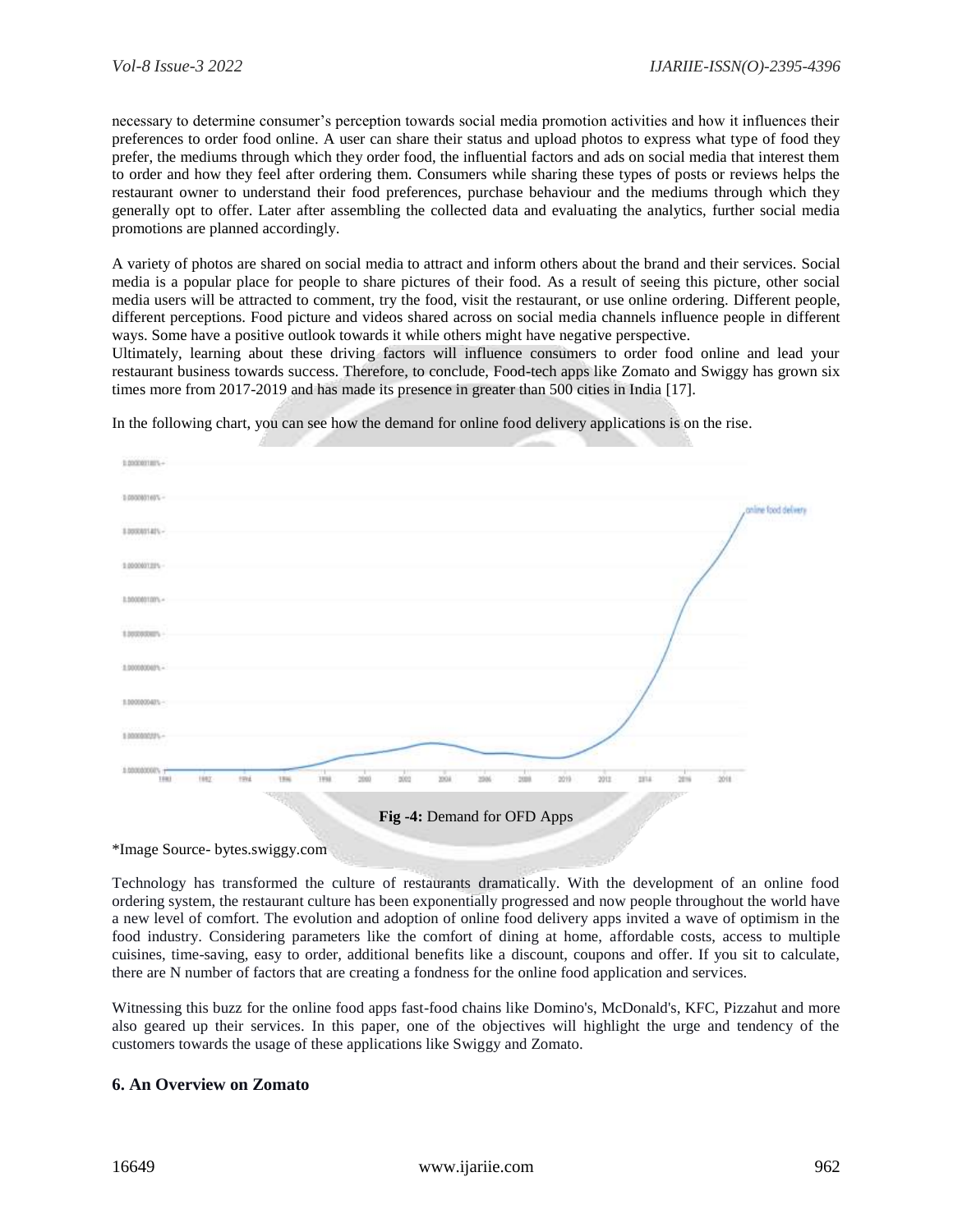necessary to determine consumer's perception towards social media promotion activities and how it influences their preferences to order food online. A user can share their status and upload photos to express what type of food they prefer, the mediums through which they order food, the influential factors and ads on social media that interest them to order and how they feel after ordering them. Consumers while sharing these types of posts or reviews helps the restaurant owner to understand their food preferences, purchase behaviour and the mediums through which they generally opt to offer. Later after assembling the collected data and evaluating the analytics, further social media promotions are planned accordingly.

A variety of photos are shared on social media to attract and inform others about the brand and their services. Social media is a popular place for people to share pictures of their food. As a result of seeing this picture, other social media users will be attracted to comment, try the food, visit the restaurant, or use online ordering. Different people, different perceptions. Food picture and videos shared across on social media channels influence people in different ways. Some have a positive outlook towards it while others might have negative perspective.

Ultimately, learning about these driving factors will influence consumers to order food online and lead your restaurant business towards success. Therefore, to conclude, Food-tech apps like Zomato and Swiggy has grown six times more from 2017-2019 and has made its presence in greater than 500 cities in India [17].

In the following chart, you can see how the demand for online food delivery applications is on the rise.

**Fig -4:** Demand for OFD Apps

*Image Source- bytes.swiggy.com

Technology has transformed the culture of restaurants dramatically. With the development of an online food ordering system, the restaurant culture has been exponentially progressed and now people throughout the world have a new level of comfort. The evolution and adoption of online food delivery apps invited a wave of optimism in the food industry. Considering parameters like the comfort of dining at home, affordable costs, access to multiple cuisines, time-saving, easy to order, additional benefits like a discount, coupons and offer. If you sit to calculate, there are N number of factors that are creating a fondness for the online food application and services.

Witnessing this buzz for the online food apps fast-food chains like Domino's, McDonald's, KFC, Pizzahut and more also geared up their services. In this paper, one of the objectives will highlight the urge and tendency of the customers towards the usage of these applications like Swiggy and Zomato.

## 6. An Overview on Zomato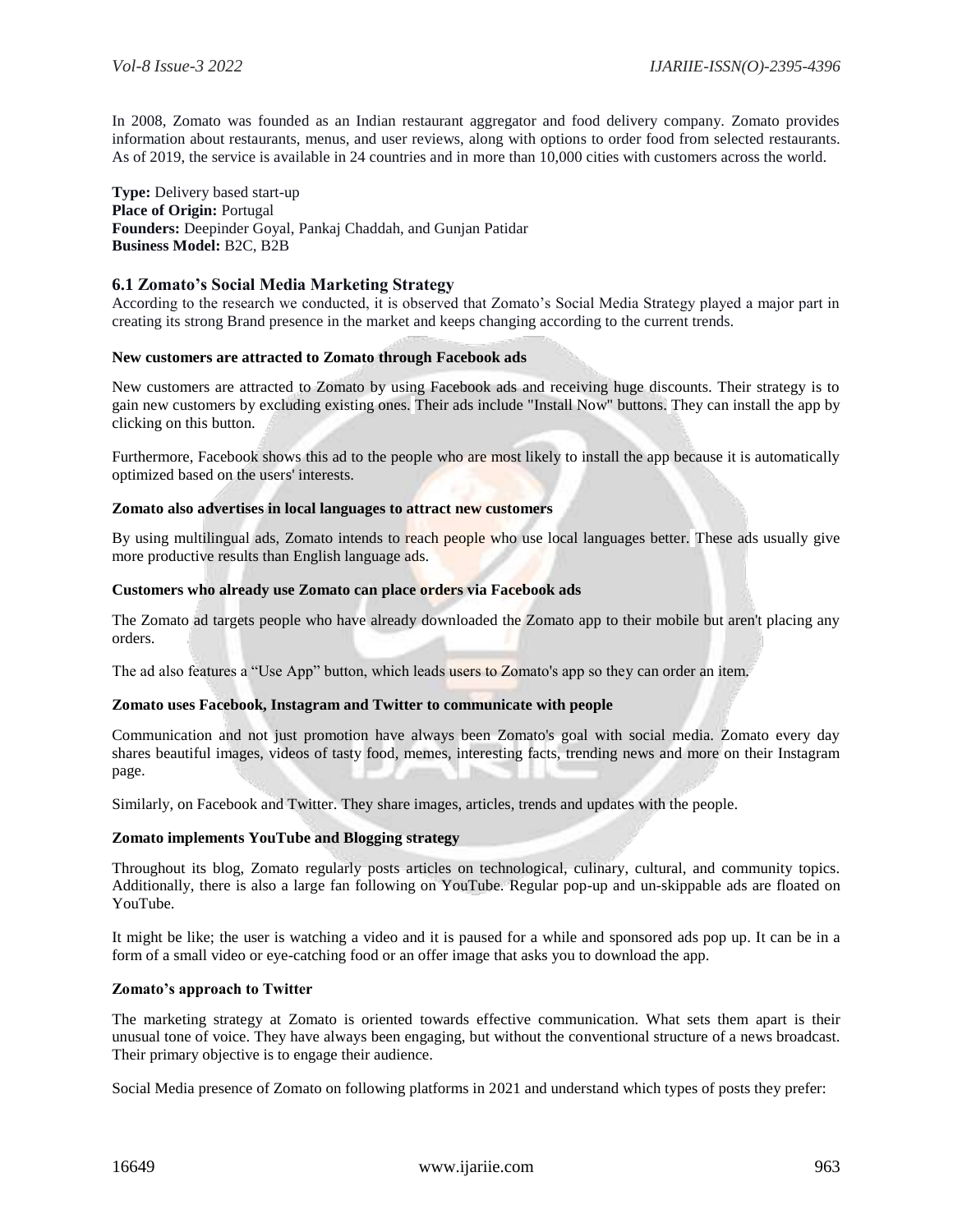In 2008, Zomato was founded as an Indian restaurant aggregator and food delivery company. Zomato provides information about restaurants, menus, and user reviews, along with options to order food from selected restaurants. As of 2019, the service is available in 24 countries and in more than 10,000 cities with customers across the world.

**Type:** Delivery based start-up
**Place of Origin:** Portugal
**Founders:** Deepinder Goyal, Pankaj Chaddah, and Gunjan Patidar
**Business Model:** B2C, B2B

### 6.1 Zomato's Social Media Marketing Strategy

According to the research we conducted, it is observed that Zomato's Social Media Strategy played a major part in creating its strong Brand presence in the market and keeps changing according to the current trends.

**New customers are attracted to Zomato through Facebook ads**

New customers are attracted to Zomato by using Facebook ads and receiving huge discounts. Their strategy is to gain new customers by excluding existing ones. Their ads include "Install Now" buttons. They can install the app by clicking on this button.

Furthermore, Facebook shows this ad to the people who are most likely to install the app because it is automatically optimized based on the users' interests.

**Zomato also advertises in local languages to attract new customers**

By using multilingual ads, Zomato intends to reach people who use local languages better. These ads usually give more productive results than English language ads.

**Customers who already use Zomato can place orders via Facebook ads**

The Zomato ad targets people who have already downloaded the Zomato app to their mobile but aren't placing any orders.

The ad also features a "Use App" button, which leads users to Zomato's app so they can order an item.

**Zomato uses Facebook, Instagram and Twitter to communicate with people**

Communication and not just promotion have always been Zomato's goal with social media. Zomato every day shares beautiful images, videos of tasty food, memes, interesting facts, trending news and more on their Instagram page.

Similarly, on Facebook and Twitter. They share images, articles, trends and updates with the people.

**Zomato implements YouTube and Blogging strategy**

Throughout its blog, Zomato regularly posts articles on technological, culinary, cultural, and community topics. Additionally, there is also a large fan following on YouTube. Regular pop-up and un-skippable ads are floated on YouTube.

It might be like; the user is watching a video and it is paused for a while and sponsored ads pop up. It can be in a form of a small video or eye-catching food or an offer image that asks you to download the app.

**Zomato's approach to Twitter**

The marketing strategy at Zomato is oriented towards effective communication. What sets them apart is their unusual tone of voice. They have always been engaging, but without the conventional structure of a news broadcast. Their primary objective is to engage their audience.

Social Media presence of Zomato on following platforms in 2021 and understand which types of posts they prefer: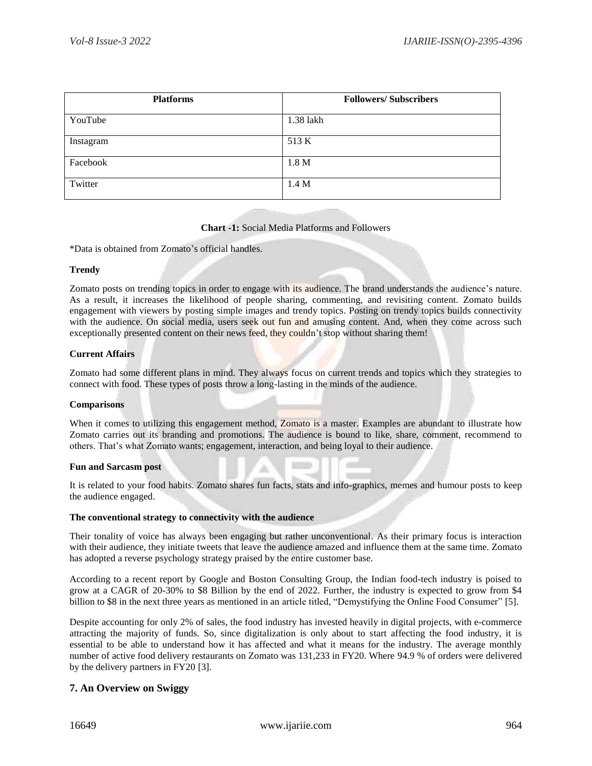| Platforms | Followers/ Subscribers |
| --- | --- |
| YouTube | 1.38 lakh |
| Instagram | 513 K |
| Facebook | 1.8 M |
| Twitter | 1.4 M |

**Chart -1:** Social Media Platforms and Followers

*Data is obtained from Zomato's official handles.

**Trendy**

Zomato posts on trending topics in order to engage with its audience. The brand understands the audience's nature. As a result, it increases the likelihood of people sharing, commenting, and revisiting content. Zomato builds engagement with viewers by posting simple images and trendy topics. Posting on trendy topics builds connectivity with the audience. On social media, users seek out fun and amusing content. And, when they come across such exceptionally presented content on their news feed, they couldn't stop without sharing them!

**Current Affairs**

Zomato had some different plans in mind. They always focus on current trends and topics which they strategies to connect with food. These types of posts throw a long-lasting in the minds of the audience.

**Comparisons**

When it comes to utilizing this engagement method, Zomato is a master. Examples are abundant to illustrate how Zomato carries out its branding and promotions. The audience is bound to like, share, comment, recommend to others. That's what Zomato wants; engagement, interaction, and being loyal to their audience.

**Fun and Sarcasm post**

It is related to your food habits. Zomato shares fun facts, stats and info-graphics, memes and humour posts to keep the audience engaged.

**The conventional strategy to connectivity with the audience**

Their tonality of voice has always been engaging but rather unconventional. As their primary focus is interaction with their audience, they initiate tweets that leave the audience amazed and influence them at the same time. Zomato has adopted a reverse psychology strategy praised by the entire customer base.

According to a recent report by Google and Boston Consulting Group, the Indian food-tech industry is poised to grow at a CAGR of 20-30% to $8 Billion by the end of 2022. Further, the industry is expected to grow from $4 billion to $8 in the next three years as mentioned in an article titled, "Demystifying the Online Food Consumer" [5].

Despite accounting for only 2% of sales, the food industry has invested heavily in digital projects, with e-commerce attracting the majority of funds. So, since digitalization is only about to start affecting the food industry, it is essential to be able to understand how it has affected and what it means for the industry. The average monthly number of active food delivery restaurants on Zomato was 131,233 in FY20. Where 94.9 % of orders were delivered by the delivery partners in FY20 [3].

## 7. An Overview on Swiggy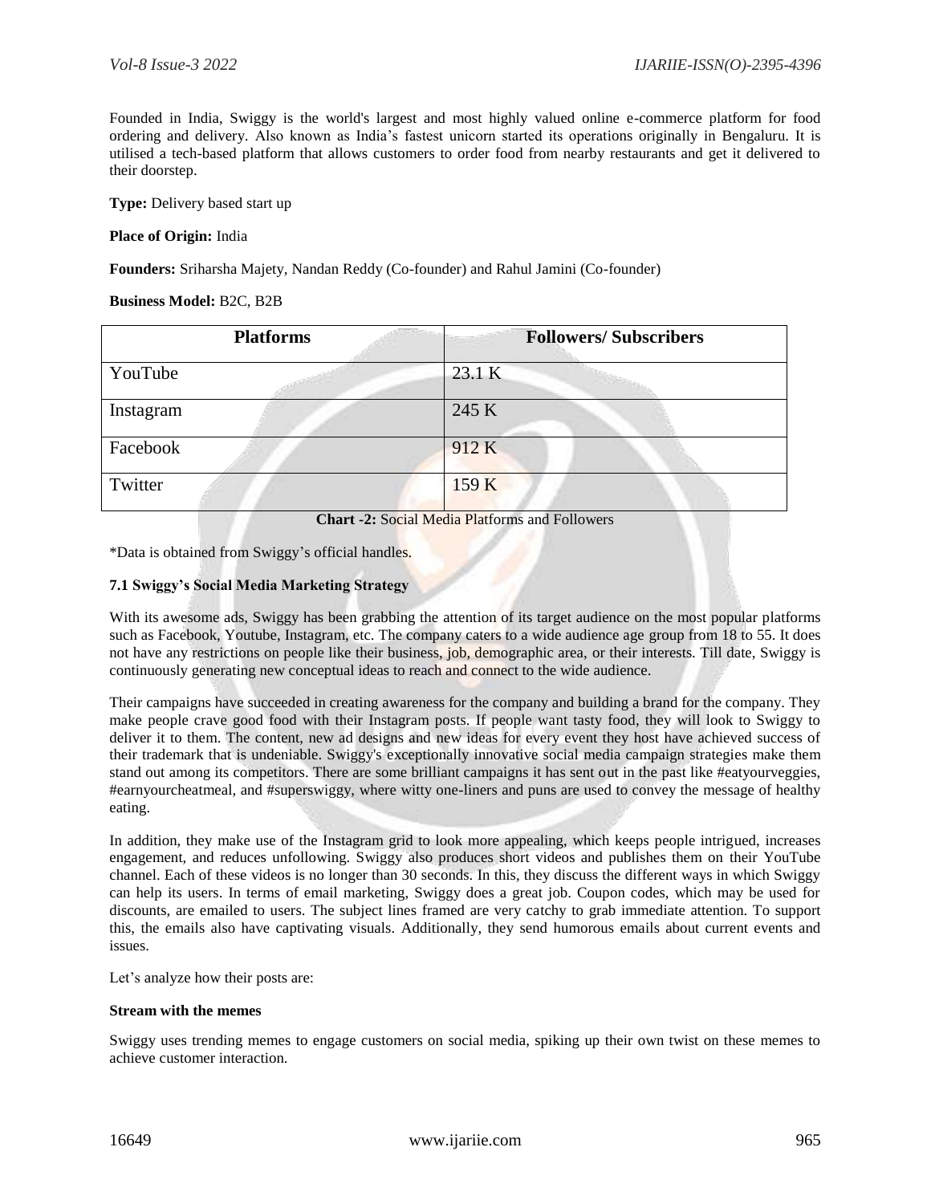Founded in India, Swiggy is the world's largest and most highly valued online e-commerce platform for food ordering and delivery. Also known as India's fastest unicorn started its operations originally in Bengaluru. It is utilised a tech-based platform that allows customers to order food from nearby restaurants and get it delivered to their doorstep.

**Type:** Delivery based start up

**Place of Origin:** India

**Founders:** Sriharsha Majety, Nandan Reddy (Co-founder) and Rahul Jamini (Co-founder)

**Business Model:** B2C, B2B

| Platforms | Followers/ Subscribers |
|---|---|
| YouTube | 23.1 K |
| Instagram | 245 K |
| Facebook | 912 K |
| Twitter | 159 K |

**Chart -2:** Social Media Platforms and Followers

*Data is obtained from Swiggy's official handles.

### 7.1 Swiggy's Social Media Marketing Strategy

With its awesome ads, Swiggy has been grabbing the attention of its target audience on the most popular platforms such as Facebook, Youtube, Instagram, etc. The company caters to a wide audience age group from 18 to 55. It does not have any restrictions on people like their business, job, demographic area, or their interests. Till date, Swiggy is continuously generating new conceptual ideas to reach and connect to the wide audience.

Their campaigns have succeeded in creating awareness for the company and building a brand for the company. They make people crave good food with their Instagram posts. If people want tasty food, they will look to Swiggy to deliver it to them. The content, new ad designs and new ideas for every event they host have achieved success of their trademark that is undeniable. Swiggy's exceptionally innovative social media campaign strategies make them stand out among its competitors. There are some brilliant campaigns it has sent out in the past like #eatyourveggies, #earnyourcheatmeal, and #superswiggy, where witty one-liners and puns are used to convey the message of healthy eating.

In addition, they make use of the Instagram grid to look more appealing, which keeps people intrigued, increases engagement, and reduces unfollowing. Swiggy also produces short videos and publishes them on their YouTube channel. Each of these videos is no longer than 30 seconds. In this, they discuss the different ways in which Swiggy can help its users. In terms of email marketing, Swiggy does a great job. Coupon codes, which may be used for discounts, are emailed to users. The subject lines framed are very catchy to grab immediate attention. To support this, the emails also have captivating visuals. Additionally, they send humorous emails about current events and issues.

Let's analyze how their posts are:

**Stream with the memes**

Swiggy uses trending memes to engage customers on social media, spiking up their own twist on these memes to achieve customer interaction.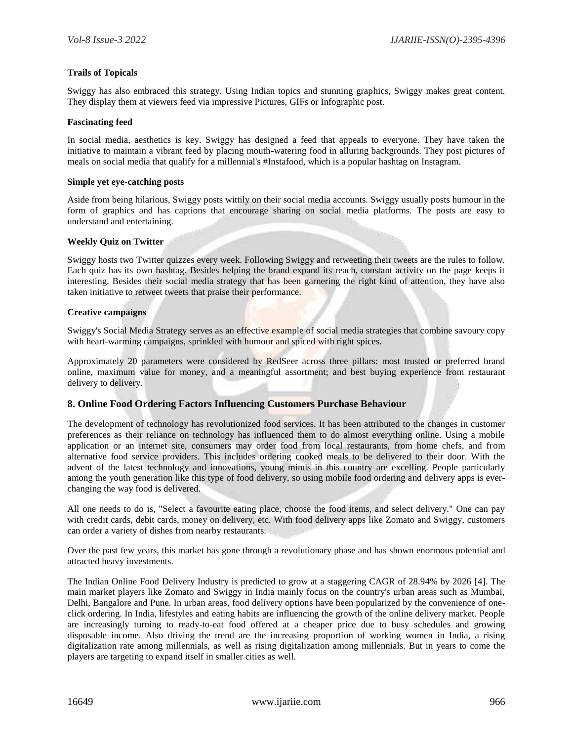**Trails of Topicals**

Swiggy has also embraced this strategy. Using Indian topics and stunning graphics, Swiggy makes great content. They display them at viewers feed via impressive Pictures, GIFs or Infographic post.

**Fascinating feed**

In social media, aesthetics is key. Swiggy has designed a feed that appeals to everyone. They have taken the initiative to maintain a vibrant feed by placing mouth-watering food in alluring backgrounds. They post pictures of meals on social media that qualify for a millennial's #Instafood, which is a popular hashtag on Instagram.

**Simple yet eye-catching posts**

Aside from being hilarious, Swiggy posts wittily on their social media accounts. Swiggy usually posts humour in the form of graphics and has captions that encourage sharing on social media platforms. The posts are easy to understand and entertaining.

**Weekly Quiz on Twitter**

Swiggy hosts two Twitter quizzes every week. Following Swiggy and retweeting their tweets are the rules to follow. Each quiz has its own hashtag. Besides helping the brand expand its reach, constant activity on the page keeps it interesting. Besides their social media strategy that has been garnering the right kind of attention, they have also taken initiative to retweet tweets that praise their performance.

**Creative campaigns**

Swiggy's Social Media Strategy serves as an effective example of social media strategies that combine savoury copy with heart-warming campaigns, sprinkled with humour and spiced with right spices.

Approximately 20 parameters were considered by RedSeer across three pillars: most trusted or preferred brand online, maximum value for money, and a meaningful assortment; and best buying experience from restaurant delivery to delivery.

## 8. Online Food Ordering Factors Influencing Customers Purchase Behaviour

The development of technology has revolutionized food services. It has been attributed to the changes in customer preferences as their reliance on technology has influenced them to do almost everything online. Using a mobile application or an internet site, consumers may order food from local restaurants, from home chefs, and from alternative food service providers. This includes ordering cooked meals to be delivered to their door. With the advent of the latest technology and innovations, young minds in this country are excelling. People particularly among the youth generation like this type of food delivery, so using mobile food ordering and delivery apps is ever-changing the way food is delivered.

All one needs to do is, "Select a favourite eating place, choose the food items, and select delivery." One can pay with credit cards, debit cards, money on delivery, etc. With food delivery apps like Zomato and Swiggy, customers can order a variety of dishes from nearby restaurants.

Over the past few years, this market has gone through a revolutionary phase and has shown enormous potential and attracted heavy investments.

The Indian Online Food Delivery Industry is predicted to grow at a staggering CAGR of 28.94% by 2026 [4]. The main market players like Zomato and Swiggy in India mainly focus on the country's urban areas such as Mumbai, Delhi, Bangalore and Pune. In urban areas, food delivery options have been popularized by the convenience of one-click ordering. In India, lifestyles and eating habits are influencing the growth of the online delivery market. People are increasingly turning to ready-to-eat food offered at a cheaper price due to busy schedules and growing disposable income. Also driving the trend are the increasing proportion of working women in India, a rising digitalization rate among millennials, as well as rising digitalization among millennials. But in years to come the players are targeting to expand itself in smaller cities as well.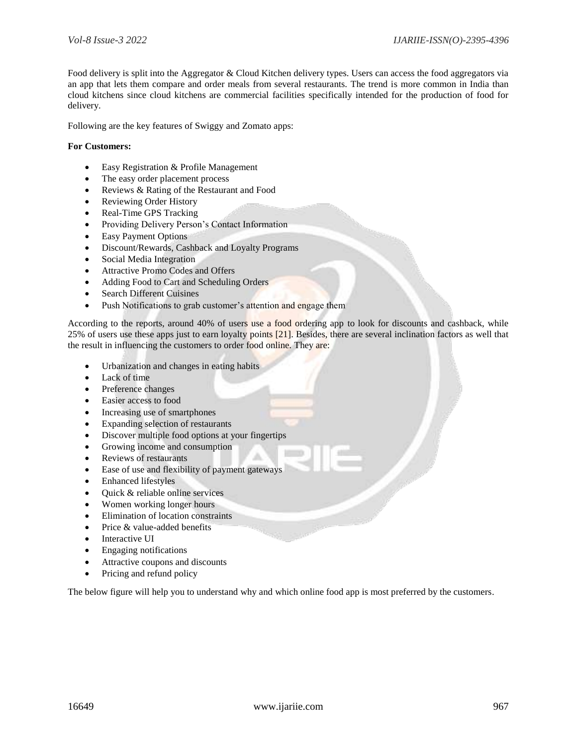Food delivery is split into the Aggregator & Cloud Kitchen delivery types. Users can access the food aggregators via an app that lets them compare and order meals from several restaurants. The trend is more common in India than cloud kitchens since cloud kitchens are commercial facilities specifically intended for the production of food for delivery.

Following are the key features of Swiggy and Zomato apps:

**For Customers:**

- Easy Registration & Profile Management
- The easy order placement process
- Reviews & Rating of the Restaurant and Food
- Reviewing Order History
- Real-Time GPS Tracking
- Providing Delivery Person's Contact Information
- Easy Payment Options
- Discount/Rewards, Cashback and Loyalty Programs
- Social Media Integration
- Attractive Promo Codes and Offers
- Adding Food to Cart and Scheduling Orders
- Search Different Cuisines
- Push Notifications to grab customer's attention and engage them

According to the reports, around 40% of users use a food ordering app to look for discounts and cashback, while 25% of users use these apps just to earn loyalty points [21]. Besides, there are several inclination factors as well that the result in influencing the customers to order food online. They are:

- Urbanization and changes in eating habits
- Lack of time
- Preference changes
- Easier access to food
- Increasing use of smartphones
- Expanding selection of restaurants
- Discover multiple food options at your fingertips
- Growing income and consumption
- Reviews of restaurants
- Ease of use and flexibility of payment gateways
- Enhanced lifestyles
- Quick & reliable online services
- Women working longer hours
- Elimination of location constraints
- Price & value-added benefits
- Interactive UI
- Engaging notifications
- Attractive coupons and discounts
- Pricing and refund policy

The below figure will help you to understand why and which online food app is most preferred by the customers.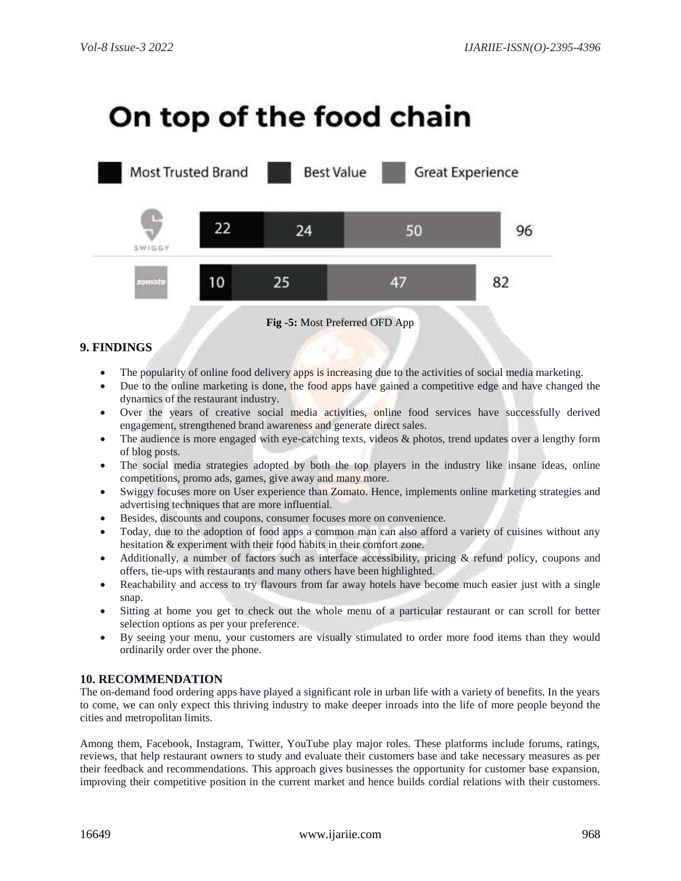## On top of the food chain

| | Most Trusted Brand | Best Value | Great Experience | Total |
|---|---|---|---|---|
| Swiggy | 22 | 24 | 50 | 96 |
| Zomato | 10 | 25 | 47 | 82 |

**Fig -5:** Most Preferred OFD App

### 9. FINDINGS

- The popularity of online food delivery apps is increasing due to the activities of social media marketing.
- Due to the online marketing is done, the food apps have gained a competitive edge and have changed the dynamics of the restaurant industry.
- Over the years of creative social media activities, online food services have successfully derived engagement, strengthened brand awareness and generate direct sales.
- The audience is more engaged with eye-catching texts, videos & photos, trend updates over a lengthy form of blog posts.
- The social media strategies adopted by both the top players in the industry like insane ideas, online competitions, promo ads, games, give away and many more.
- Swiggy focuses more on User experience than Zomato. Hence, implements online marketing strategies and advertising techniques that are more influential.
- Besides, discounts and coupons, consumer focuses more on convenience.
- Today, due to the adoption of food apps a common man can also afford a variety of cuisines without any hesitation & experiment with their food habits in their comfort zone.
- Additionally, a number of factors such as interface accessibility, pricing & refund policy, coupons and offers, tie-ups with restaurants and many others have been highlighted.
- Reachability and access to try flavours from far away hotels have become much easier just with a single snap.
- Sitting at home you get to check out the whole menu of a particular restaurant or can scroll for better selection options as per your preference.
- By seeing your menu, your customers are visually stimulated to order more food items than they would ordinarily order over the phone.

### 10. RECOMMENDATION

The on-demand food ordering apps have played a significant role in urban life with a variety of benefits. In the years to come, we can only expect this thriving industry to make deeper inroads into the life of more people beyond the cities and metropolitan limits.

Among them, Facebook, Instagram, Twitter, YouTube play major roles. These platforms include forums, ratings, reviews, that help restaurant owners to study and evaluate their customers base and take necessary measures as per their feedback and recommendations. This approach gives businesses the opportunity for customer base expansion, improving their competitive position in the current market and hence builds cordial relations with their customers.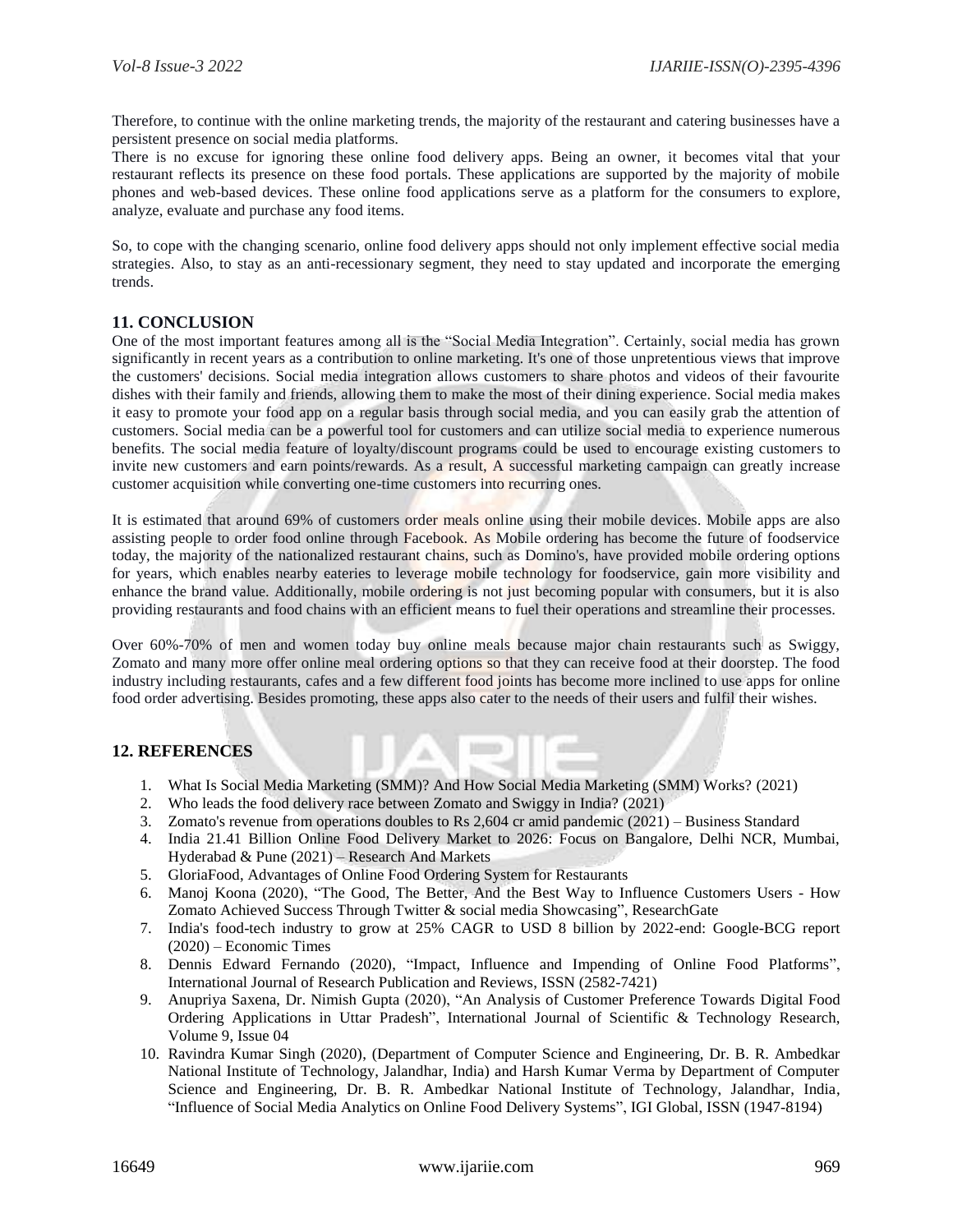Therefore, to continue with the online marketing trends, the majority of the restaurant and catering businesses have a persistent presence on social media platforms.

There is no excuse for ignoring these online food delivery apps. Being an owner, it becomes vital that your restaurant reflects its presence on these food portals. These applications are supported by the majority of mobile phones and web-based devices. These online food applications serve as a platform for the consumers to explore, analyze, evaluate and purchase any food items.

So, to cope with the changing scenario, online food delivery apps should not only implement effective social media strategies. Also, to stay as an anti-recessionary segment, they need to stay updated and incorporate the emerging trends.

## 11. CONCLUSION

One of the most important features among all is the "Social Media Integration". Certainly, social media has grown significantly in recent years as a contribution to online marketing. It's one of those unpretentious views that improve the customers' decisions. Social media integration allows customers to share photos and videos of their favourite dishes with their family and friends, allowing them to make the most of their dining experience. Social media makes it easy to promote your food app on a regular basis through social media, and you can easily grab the attention of customers. Social media can be a powerful tool for customers and can utilize social media to experience numerous benefits. The social media feature of loyalty/discount programs could be used to encourage existing customers to invite new customers and earn points/rewards. As a result, A successful marketing campaign can greatly increase customer acquisition while converting one-time customers into recurring ones.

It is estimated that around 69% of customers order meals online using their mobile devices. Mobile apps are also assisting people to order food online through Facebook. As Mobile ordering has become the future of foodservice today, the majority of the nationalized restaurant chains, such as Domino's, have provided mobile ordering options for years, which enables nearby eateries to leverage mobile technology for foodservice, gain more visibility and enhance the brand value. Additionally, mobile ordering is not just becoming popular with consumers, but it is also providing restaurants and food chains with an efficient means to fuel their operations and streamline their processes.

Over 60%-70% of men and women today buy online meals because major chain restaurants such as Swiggy, Zomato and many more offer online meal ordering options so that they can receive food at their doorstep. The food industry including restaurants, cafes and a few different food joints has become more inclined to use apps for online food order advertising. Besides promoting, these apps also cater to the needs of their users and fulfil their wishes.

## 12. REFERENCES

1. What Is Social Media Marketing (SMM)? And How Social Media Marketing (SMM) Works? (2021)
2. Who leads the food delivery race between Zomato and Swiggy in India? (2021)
3. Zomato's revenue from operations doubles to Rs 2,604 cr amid pandemic (2021) – Business Standard
4. India 21.41 Billion Online Food Delivery Market to 2026: Focus on Bangalore, Delhi NCR, Mumbai, Hyderabad & Pune (2021) – Research And Markets
5. GloriaFood, Advantages of Online Food Ordering System for Restaurants
6. Manoj Koona (2020), "The Good, The Better, And the Best Way to Influence Customers Users - How Zomato Achieved Success Through Twitter & social media Showcasing", ResearchGate
7. India's food-tech industry to grow at 25% CAGR to USD 8 billion by 2022-end: Google-BCG report (2020) – Economic Times
8. Dennis Edward Fernando (2020), "Impact, Influence and Impending of Online Food Platforms", International Journal of Research Publication and Reviews, ISSN (2582-7421)
9. Anupriya Saxena, Dr. Nimish Gupta (2020), "An Analysis of Customer Preference Towards Digital Food Ordering Applications in Uttar Pradesh", International Journal of Scientific & Technology Research, Volume 9, Issue 04
10. Ravindra Kumar Singh (2020), (Department of Computer Science and Engineering, Dr. B. R. Ambedkar National Institute of Technology, Jalandhar, India) and Harsh Kumar Verma by Department of Computer Science and Engineering, Dr. B. R. Ambedkar National Institute of Technology, Jalandhar, India, "Influence of Social Media Analytics on Online Food Delivery Systems", IGI Global, ISSN (1947-8194)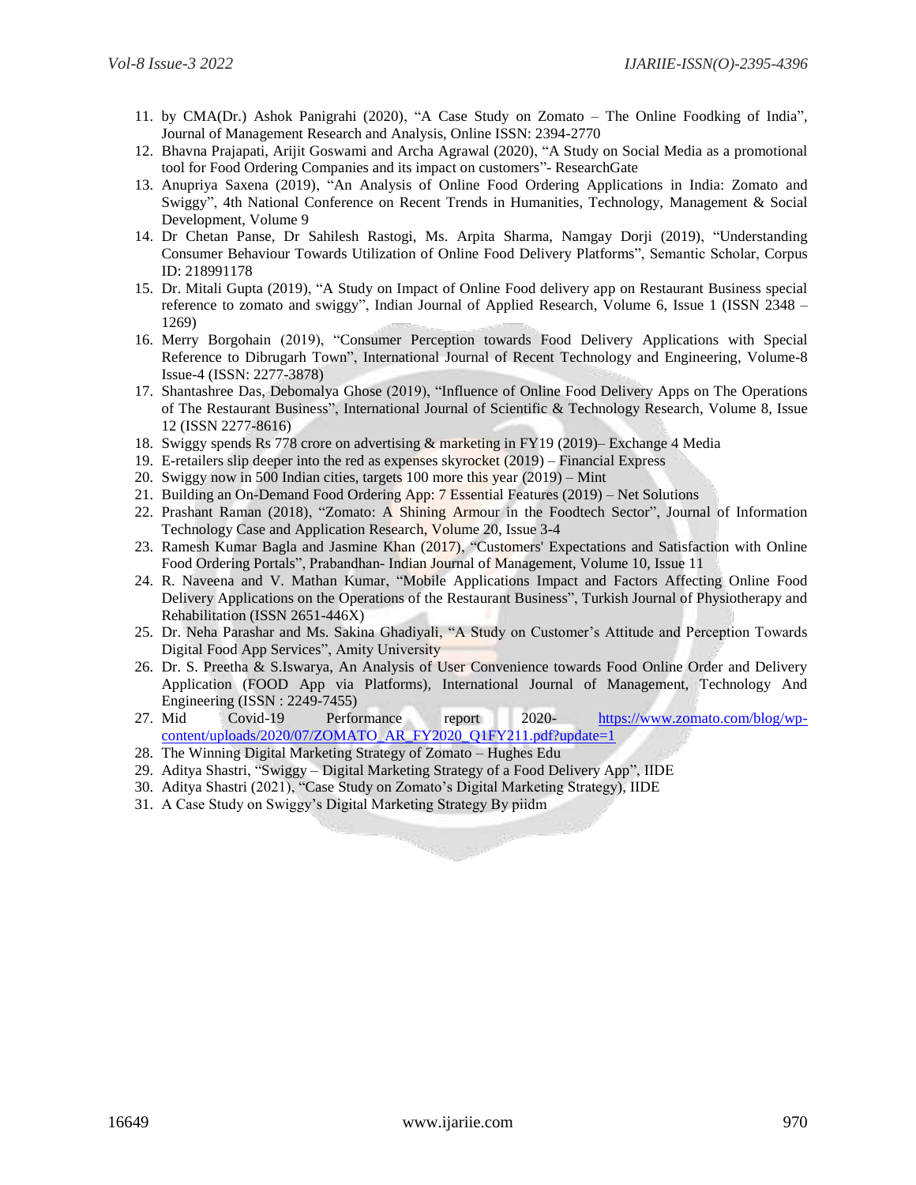11. by CMA(Dr.) Ashok Panigrahi (2020), "A Case Study on Zomato – The Online Foodking of India", Journal of Management Research and Analysis, Online ISSN: 2394-2770
12. Bhavna Prajapati, Arijit Goswami and Archa Agrawal (2020), "A Study on Social Media as a promotional tool for Food Ordering Companies and its impact on customers"- ResearchGate
13. Anupriya Saxena (2019), "An Analysis of Online Food Ordering Applications in India: Zomato and Swiggy", 4th National Conference on Recent Trends in Humanities, Technology, Management & Social Development, Volume 9
14. Dr Chetan Panse, Dr Sahilesh Rastogi, Ms. Arpita Sharma, Namgay Dorji (2019), "Understanding Consumer Behaviour Towards Utilization of Online Food Delivery Platforms", Semantic Scholar, Corpus ID: 218991178
15. Dr. Mitali Gupta (2019), "A Study on Impact of Online Food delivery app on Restaurant Business special reference to zomato and swiggy", Indian Journal of Applied Research, Volume 6, Issue 1 (ISSN 2348 – 1269)
16. Merry Borgohain (2019), "Consumer Perception towards Food Delivery Applications with Special Reference to Dibrugarh Town", International Journal of Recent Technology and Engineering, Volume-8 Issue-4 (ISSN: 2277-3878)
17. Shantashree Das, Debomalya Ghose (2019), "Influence of Online Food Delivery Apps on The Operations of The Restaurant Business", International Journal of Scientific & Technology Research, Volume 8, Issue 12 (ISSN 2277-8616)
18. Swiggy spends Rs 778 crore on advertising & marketing in FY19 (2019)– Exchange 4 Media
19. E-retailers slip deeper into the red as expenses skyrocket (2019) – Financial Express
20. Swiggy now in 500 Indian cities, targets 100 more this year (2019) – Mint
21. Building an On-Demand Food Ordering App: 7 Essential Features (2019) – Net Solutions
22. Prashant Raman (2018), "Zomato: A Shining Armour in the Foodtech Sector", Journal of Information Technology Case and Application Research, Volume 20, Issue 3-4
23. Ramesh Kumar Bagla and Jasmine Khan (2017), "Customers' Expectations and Satisfaction with Online Food Ordering Portals", Prabandhan- Indian Journal of Management, Volume 10, Issue 11
24. R. Naveena and V. Mathan Kumar, "Mobile Applications Impact and Factors Affecting Online Food Delivery Applications on the Operations of the Restaurant Business", Turkish Journal of Physiotherapy and Rehabilitation (ISSN 2651-446X)
25. Dr. Neha Parashar and Ms. Sakina Ghadiyali, "A Study on Customer's Attitude and Perception Towards Digital Food App Services", Amity University
26. Dr. S. Preetha & S.Iswarya, An Analysis of User Convenience towards Food Online Order and Delivery Application (FOOD App via Platforms), International Journal of Management, Technology And Engineering (ISSN : 2249-7455)
27. Mid Covid-19 Performance report 2020- https://www.zomato.com/blog/wp-content/uploads/2020/07/ZOMATO_AR_FY2020_Q1FY211.pdf?update=1
28. The Winning Digital Marketing Strategy of Zomato – Hughes Edu
29. Aditya Shastri, "Swiggy – Digital Marketing Strategy of a Food Delivery App", IIDE
30. Aditya Shastri (2021), "Case Study on Zomato's Digital Marketing Strategy), IIDE
31. A Case Study on Swiggy's Digital Marketing Strategy By piidm